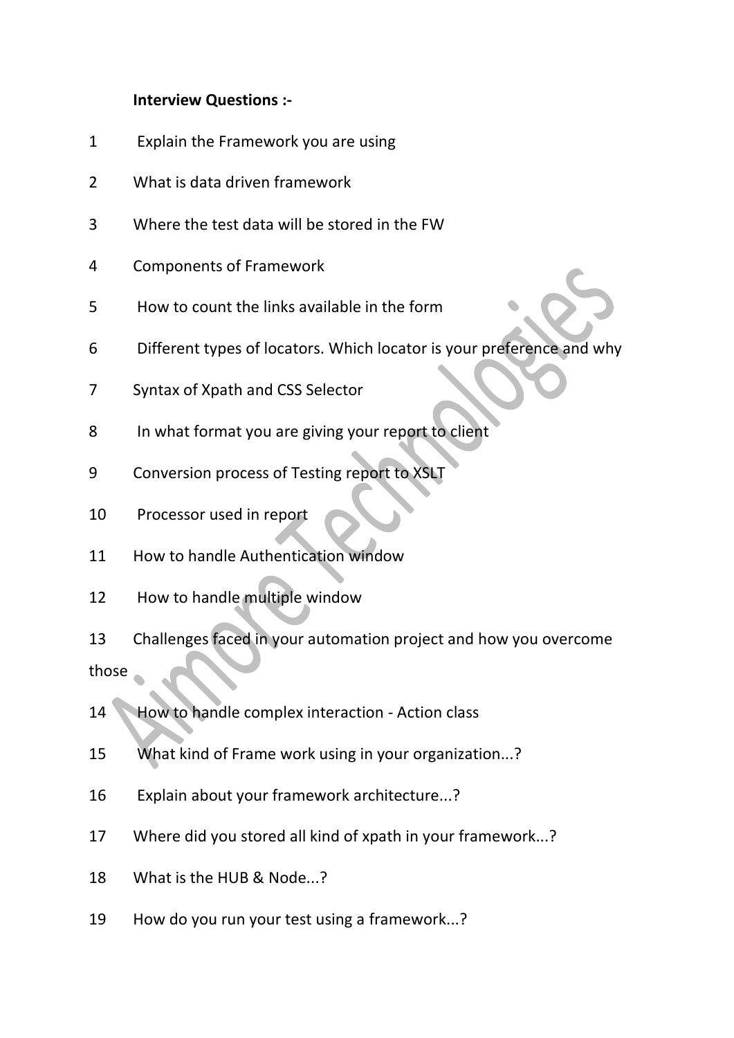**Interview Questions :-**

1. Explain the Framework you are using
2. What is data driven framework
3. Where the test data will be stored in the FW
4. Components of Framework
5. How to count the links available in the form
6. Different types of locators. Which locator is your preference and why
7. Syntax of Xpath and CSS Selector
8. In what format you are giving your report to client
9. Conversion process of Testing report to XSLT
10. Processor used in report
11. How to handle Authentication window
12. How to handle multiple window
13. Challenges faced in your automation project and how you overcome those
14. How to handle complex interaction - Action class
15. What kind of Frame work using in your organization...?
16. Explain about your framework architecture...?
17. Where did you stored all kind of xpath in your framework...?
18. What is the HUB & Node...?
19. How do you run your test using a framework...?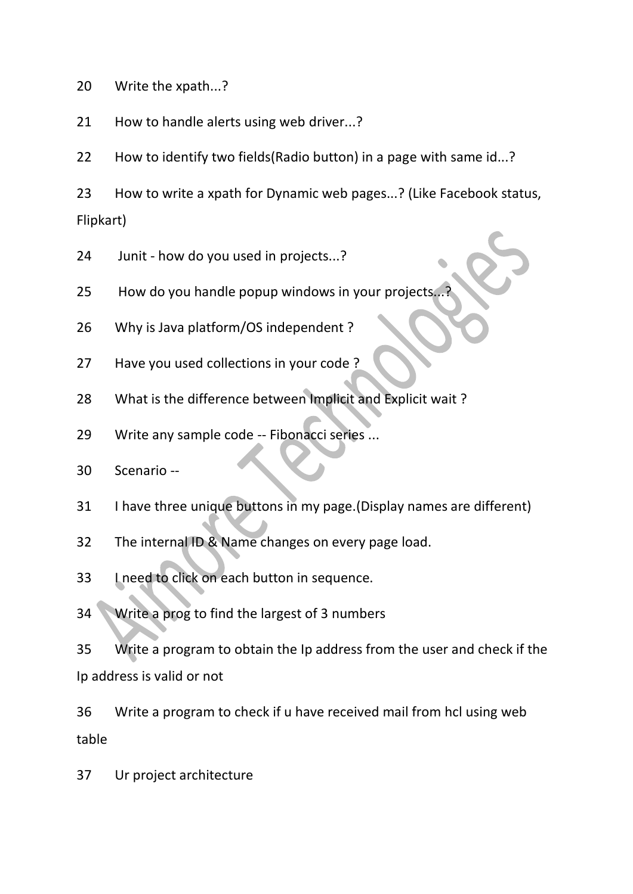20 Write the xpath...?

21 How to handle alerts using web driver...?

22 How to identify two fields(Radio button) in a page with same id...?

23 How to write a xpath for Dynamic web pages...? (Like Facebook status, Flipkart)

24 Junit - how do you used in projects...?

25 How do you handle popup windows in your projects...?

26 Why is Java platform/OS independent ?

27 Have you used collections in your code ?

28 What is the difference between Implicit and Explicit wait ?

29 Write any sample code -- Fibonacci series ...

30 Scenario --

31 I have three unique buttons in my page.(Display names are different)

32 The internal ID & Name changes on every page load.

33 I need to click on each button in sequence.

34 Write a prog to find the largest of 3 numbers

35 Write a program to obtain the Ip address from the user and check if the Ip address is valid or not

36 Write a program to check if u have received mail from hcl using web table

37 Ur project architecture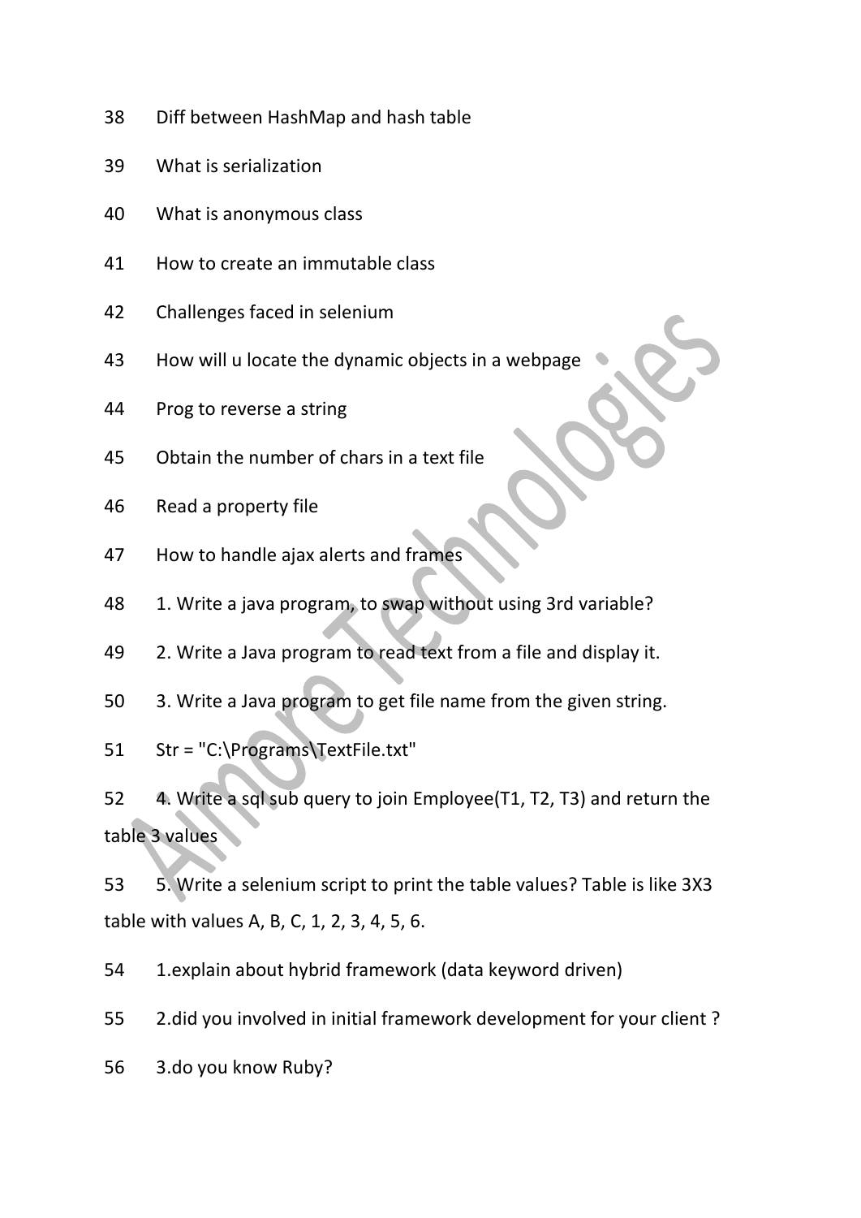38 Diff between HashMap and hash table

39 What is serialization

40 What is anonymous class

41 How to create an immutable class

42 Challenges faced in selenium

43 How will u locate the dynamic objects in a webpage

44 Prog to reverse a string

45 Obtain the number of chars in a text file

46 Read a property file

47 How to handle ajax alerts and frames

48 1. Write a java program, to swap without using 3rd variable?

49 2. Write a Java program to read text from a file and display it.

50 3. Write a Java program to get file name from the given string.

51 Str = "C:\Programs\TextFile.txt"

52 4. Write a sql sub query to join Employee(T1, T2, T3) and return the table 3 values

53 5. Write a selenium script to print the table values? Table is like 3X3 table with values A, B, C, 1, 2, 3, 4, 5, 6.

54 1.explain about hybrid framework (data keyword driven)

55 2.did you involved in initial framework development for your client ?

56 3.do you know Ruby?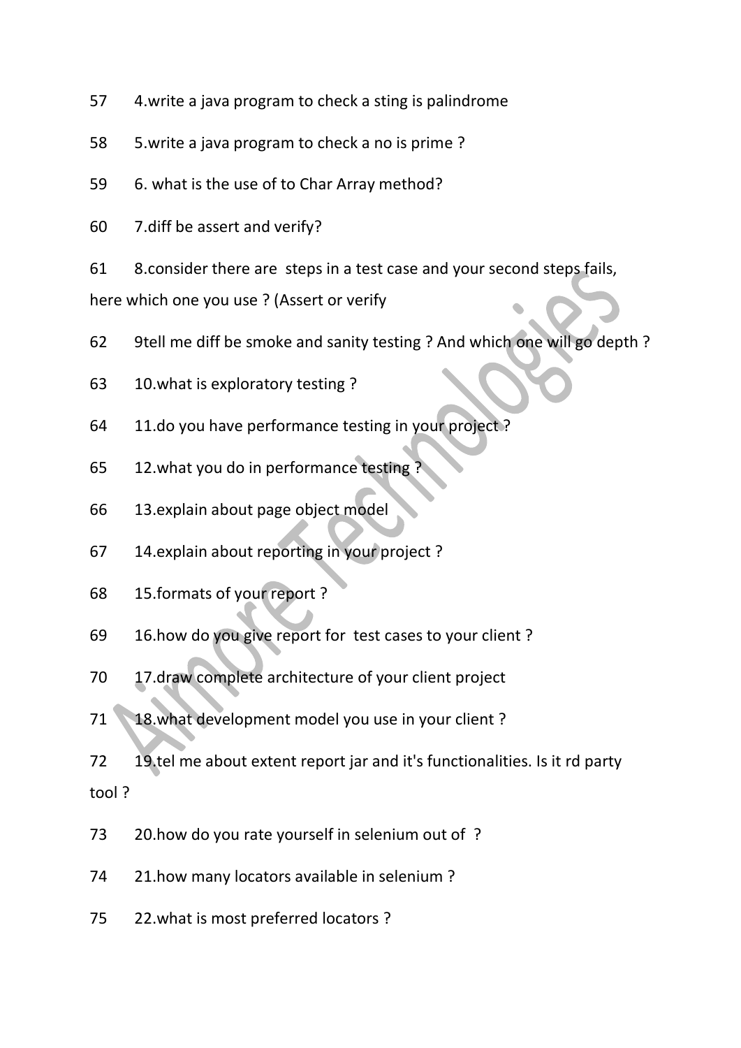57 4.write a java program to check a sting is palindrome

58 5.write a java program to check a no is prime ?

59 6. what is the use of to Char Array method?

60 7.diff be assert and verify?

61 8.consider there are steps in a test case and your second steps fails, here which one you use ? (Assert or verify

62 9tell me diff be smoke and sanity testing ? And which one will go depth ?

63 10.what is exploratory testing ?

64 11.do you have performance testing in your project ?

65 12.what you do in performance testing ?

66 13.explain about page object model

67 14.explain about reporting in your project ?

68 15.formats of your report ?

69 16.how do you give report for test cases to your client ?

70 17.draw complete architecture of your client project

71 18.what development model you use in your client ?

72 19.tel me about extent report jar and it's functionalities. Is it rd party tool ?

73 20.how do you rate yourself in selenium out of ?

74 21.how many locators available in selenium ?

75 22.what is most preferred locators ?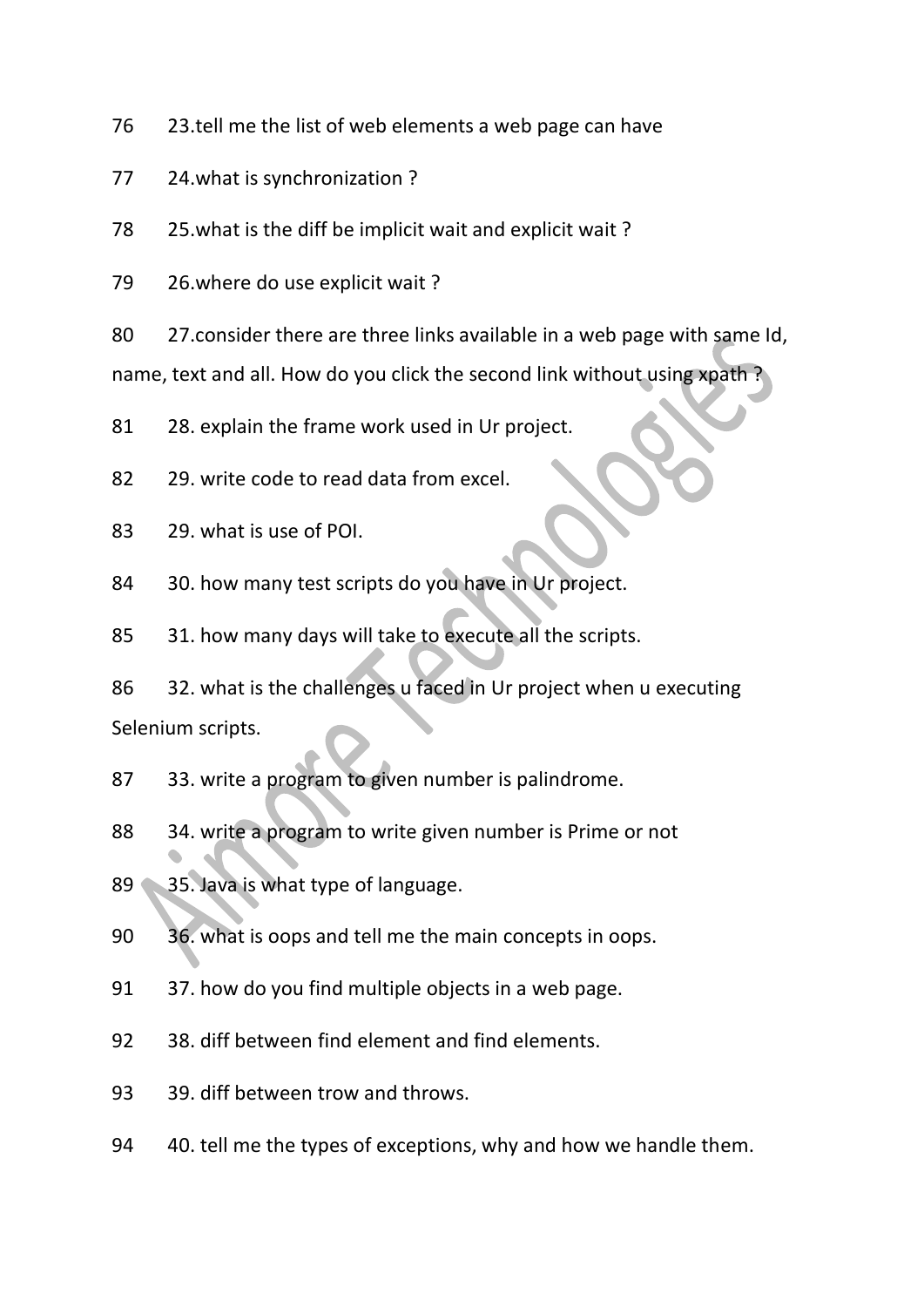76 23.tell me the list of web elements a web page can have

77 24.what is synchronization ?

78 25.what is the diff be implicit wait and explicit wait ?

79 26.where do use explicit wait ?

80 27.consider there are three links available in a web page with same Id, name, text and all. How do you click the second link without using xpath ?

81 28. explain the frame work used in Ur project.

82 29. write code to read data from excel.

83 29. what is use of POI.

84 30. how many test scripts do you have in Ur project.

85 31. how many days will take to execute all the scripts.

86 32. what is the challenges u faced in Ur project when u executing Selenium scripts.

87 33. write a program to given number is palindrome.

88 34. write a program to write given number is Prime or not

89 35. Java is what type of language.

90 36. what is oops and tell me the main concepts in oops.

91 37. how do you find multiple objects in a web page.

92 38. diff between find element and find elements.

93 39. diff between trow and throws.

94 40. tell me the types of exceptions, why and how we handle them.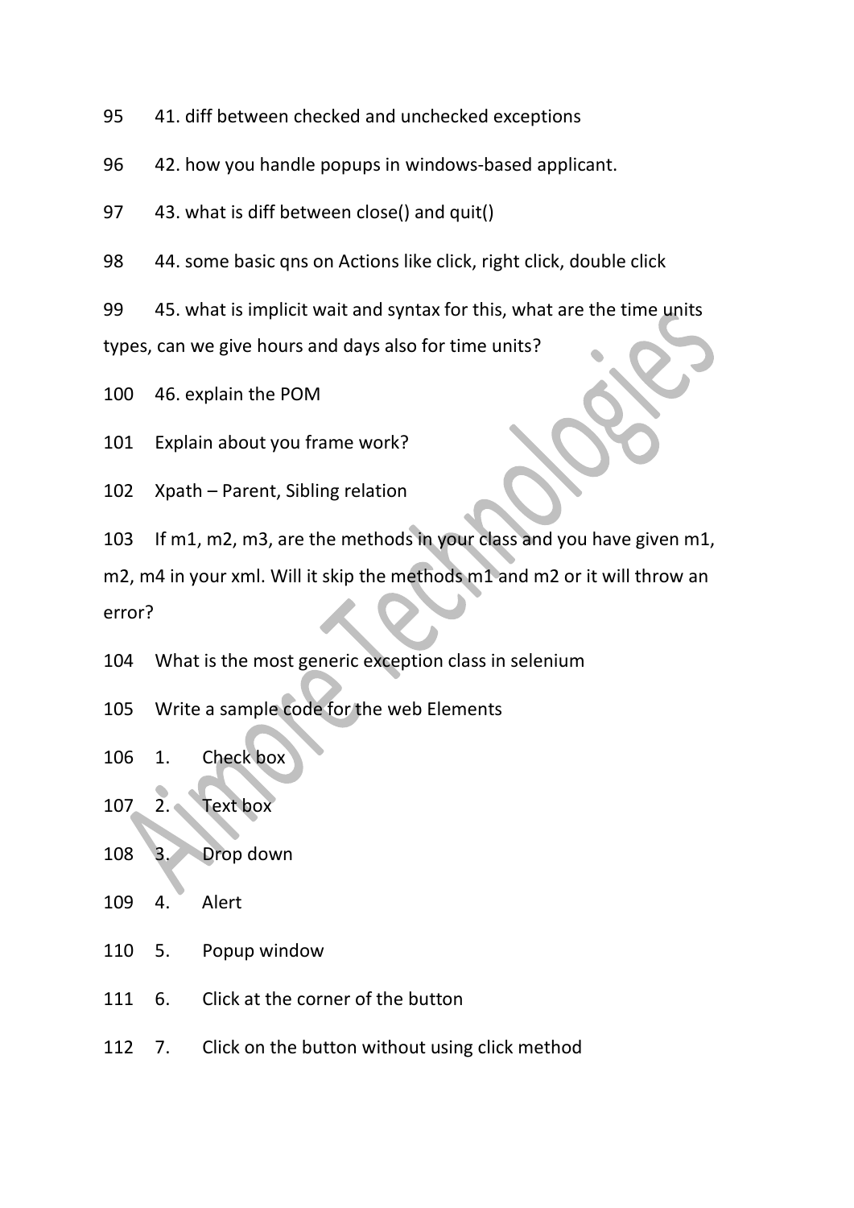95 41. diff between checked and unchecked exceptions

96 42. how you handle popups in windows-based applicant.

97 43. what is diff between close() and quit()

98 44. some basic qns on Actions like click, right click, double click

99 45. what is implicit wait and syntax for this, what are the time units types, can we give hours and days also for time units?

100 46. explain the POM

101 Explain about you frame work?

102 Xpath – Parent, Sibling relation

103 If m1, m2, m3, are the methods in your class and you have given m1, m2, m4 in your xml. Will it skip the methods m1 and m2 or it will throw an error?

104 What is the most generic exception class in selenium

105 Write a sample code for the web Elements

106 1. Check box

107 2. Text box

108 3. Drop down

109 4. Alert

110 5. Popup window

111 6. Click at the corner of the button

112 7. Click on the button without using click method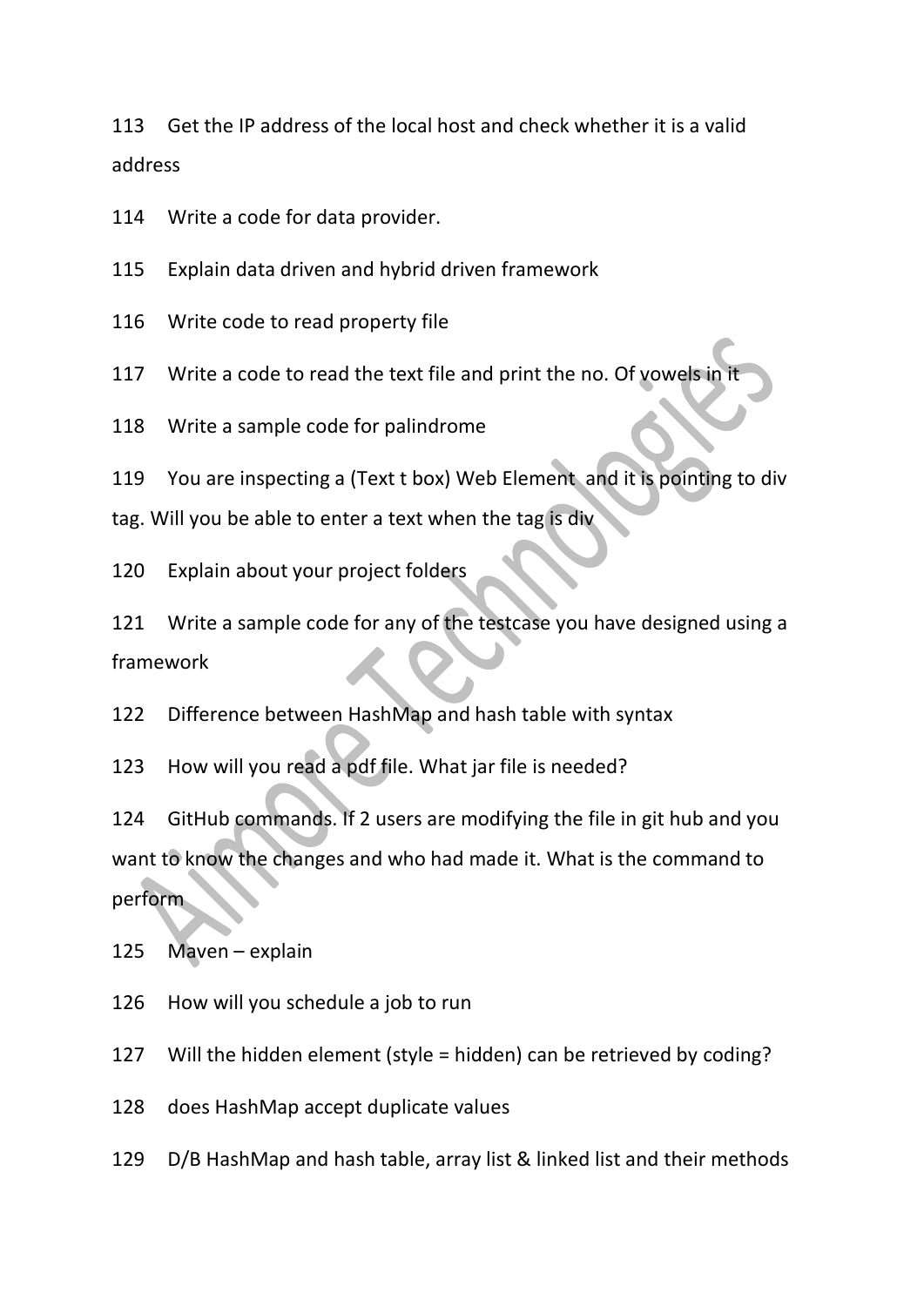113 Get the IP address of the local host and check whether it is a valid address

114 Write a code for data provider.

115 Explain data driven and hybrid driven framework

116 Write code to read property file

117 Write a code to read the text file and print the no. Of vowels in it

118 Write a sample code for palindrome

119 You are inspecting a (Text t box) Web Element and it is pointing to div tag. Will you be able to enter a text when the tag is div

120 Explain about your project folders

121 Write a sample code for any of the testcase you have designed using a framework

122 Difference between HashMap and hash table with syntax

123 How will you read a pdf file. What jar file is needed?

124 GitHub commands. If 2 users are modifying the file in git hub and you want to know the changes and who had made it. What is the command to perform

125 Maven – explain

126 How will you schedule a job to run

127 Will the hidden element (style = hidden) can be retrieved by coding?

128 does HashMap accept duplicate values

129 D/B HashMap and hash table, array list & linked list and their methods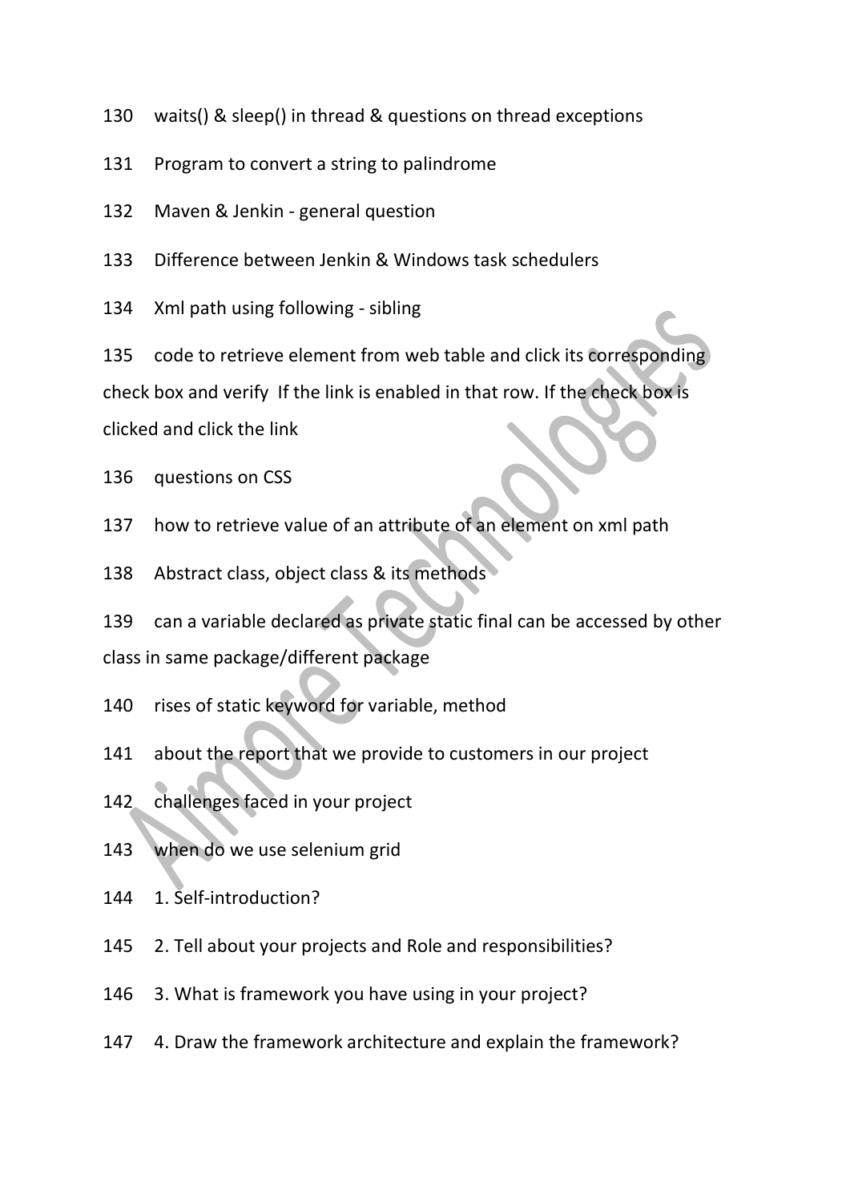130 waits() & sleep() in thread & questions on thread exceptions

131 Program to convert a string to palindrome

132 Maven & Jenkin - general question

133 Difference between Jenkin & Windows task schedulers

134 Xml path using following - sibling

135 code to retrieve element from web table and click its corresponding check box and verify If the link is enabled in that row. If the check box is clicked and click the link

136 questions on CSS

137 how to retrieve value of an attribute of an element on xml path

138 Abstract class, object class & its methods

139 can a variable declared as private static final can be accessed by other class in same package/different package

140 rises of static keyword for variable, method

141 about the report that we provide to customers in our project

142 challenges faced in your project

143 when do we use selenium grid

144 1. Self-introduction?

145 2. Tell about your projects and Role and responsibilities?

146 3. What is framework you have using in your project?

147 4. Draw the framework architecture and explain the framework?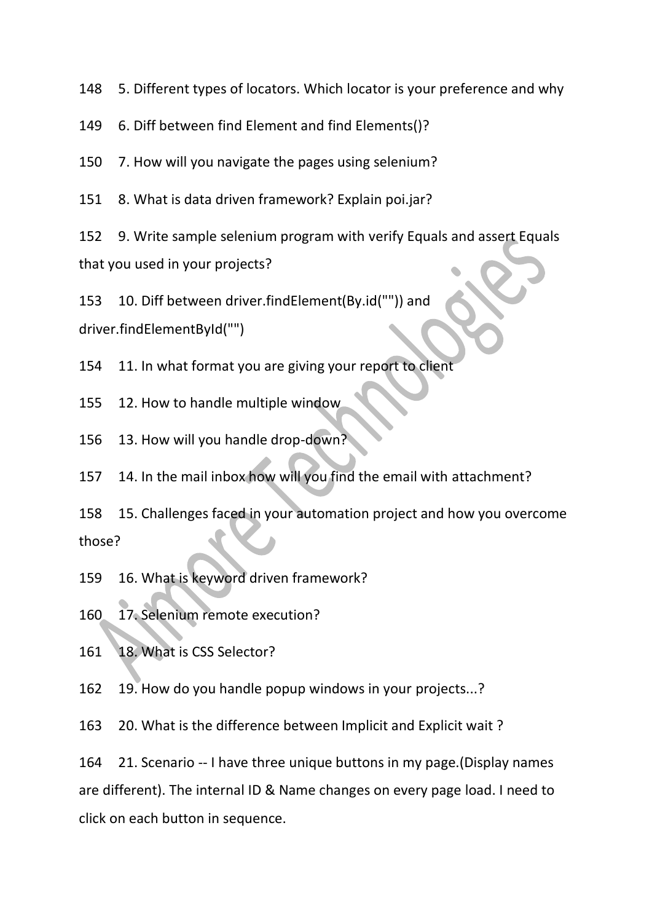148 5. Different types of locators. Which locator is your preference and why

149 6. Diff between find Element and find Elements()?

150 7. How will you navigate the pages using selenium?

151 8. What is data driven framework? Explain poi.jar?

152 9. Write sample selenium program with verify Equals and assert Equals that you used in your projects?

153 10. Diff between driver.findElement(By.id("")) and driver.findElementById("")

154 11. In what format you are giving your report to client

155 12. How to handle multiple window

156 13. How will you handle drop-down?

157 14. In the mail inbox how will you find the email with attachment?

158 15. Challenges faced in your automation project and how you overcome those?

159 16. What is keyword driven framework?

160 17. Selenium remote execution?

161 18. What is CSS Selector?

162 19. How do you handle popup windows in your projects...?

163 20. What is the difference between Implicit and Explicit wait ?

164 21. Scenario -- I have three unique buttons in my page.(Display names are different). The internal ID & Name changes on every page load. I need to click on each button in sequence.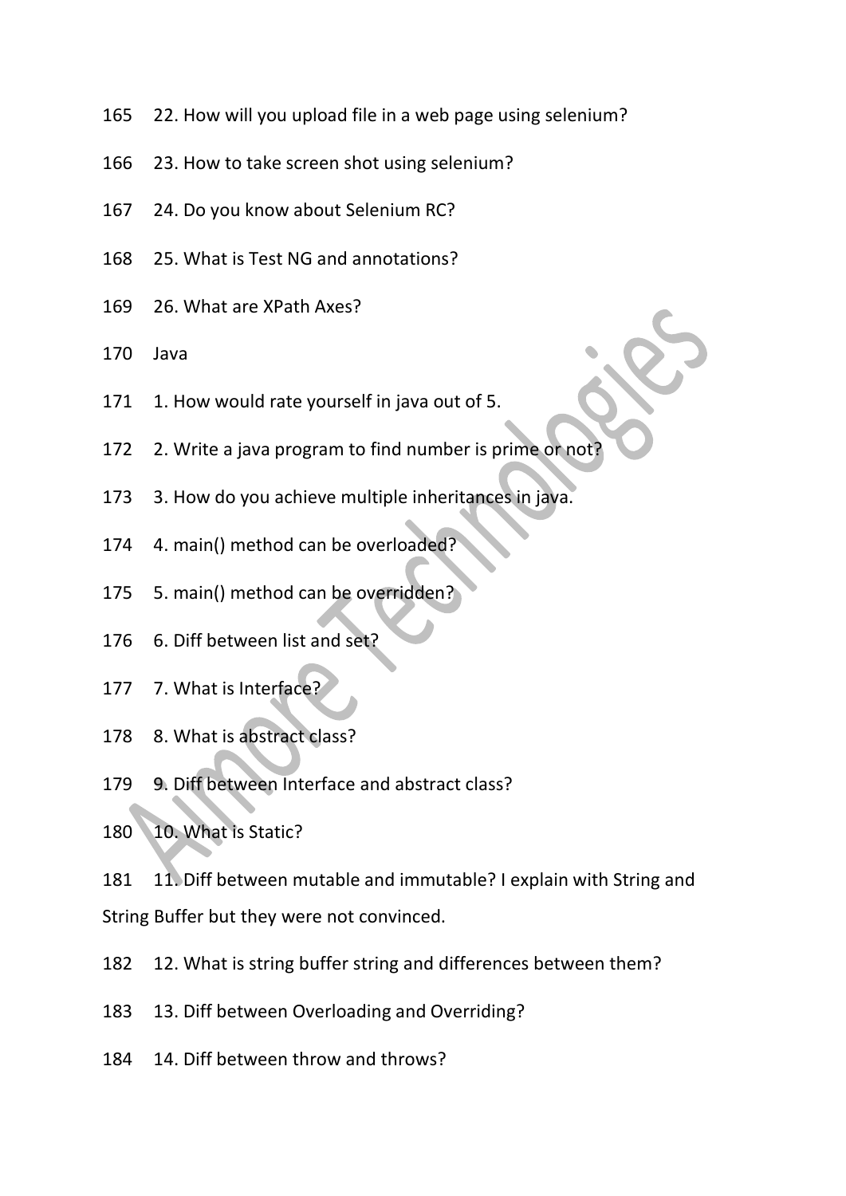165 22. How will you upload file in a web page using selenium?

166 23. How to take screen shot using selenium?

167 24. Do you know about Selenium RC?

168 25. What is Test NG and annotations?

169 26. What are XPath Axes?

170 Java

171 1. How would rate yourself in java out of 5.

172 2. Write a java program to find number is prime or not?

173 3. How do you achieve multiple inheritances in java.

174 4. main() method can be overloaded?

175 5. main() method can be overridden?

176 6. Diff between list and set?

177 7. What is Interface?

178 8. What is abstract class?

179 9. Diff between Interface and abstract class?

180 10. What is Static?

181 11. Diff between mutable and immutable? I explain with String and String Buffer but they were not convinced.

182 12. What is string buffer string and differences between them?

183 13. Diff between Overloading and Overriding?

184 14. Diff between throw and throws?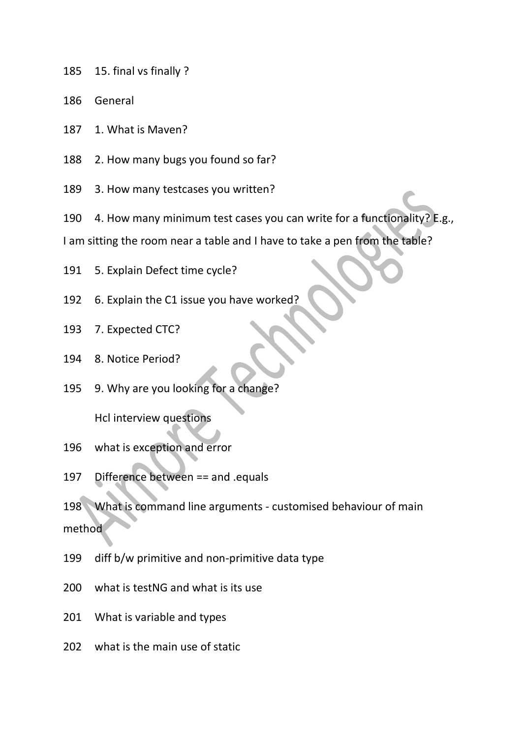185 15. final vs finally ?

186 General

187 1. What is Maven?

188 2. How many bugs you found so far?

189 3. How many testcases you written?

190 4. How many minimum test cases you can write for a functionality? E.g., I am sitting the room near a table and I have to take a pen from the table?

191 5. Explain Defect time cycle?

192 6. Explain the C1 issue you have worked?

193 7. Expected CTC?

194 8. Notice Period?

195 9. Why are you looking for a change?

Hcl interview questions

196 what is exception and error

197 Difference between == and .equals

198 What is command line arguments - customised behaviour of main method

199 diff b/w primitive and non-primitive data type

200 what is testNG and what is its use

201 What is variable and types

202 what is the main use of static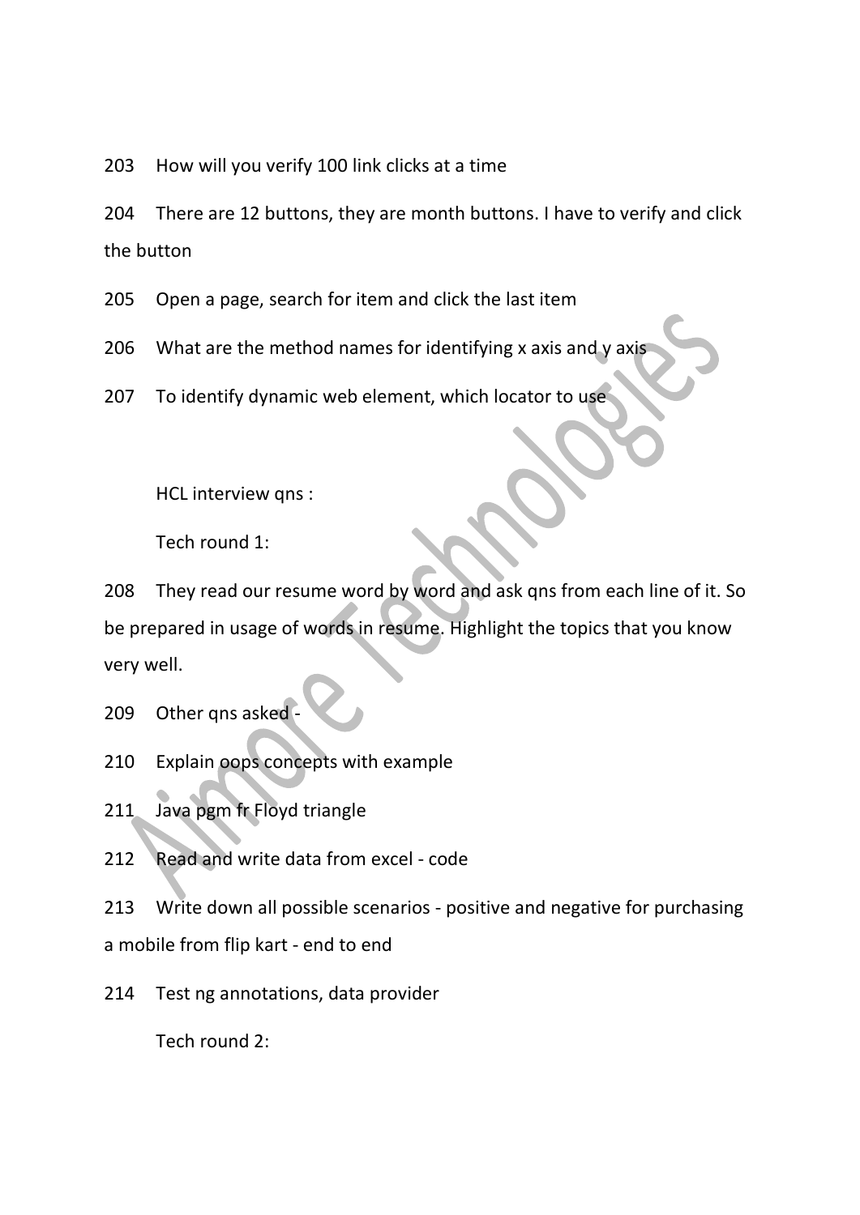203 How will you verify 100 link clicks at a time

204 There are 12 buttons, they are month buttons. I have to verify and click the button

205 Open a page, search for item and click the last item

206 What are the method names for identifying x axis and y axis

207 To identify dynamic web element, which locator to use

HCL interview qns :

Tech round 1:

208 They read our resume word by word and ask qns from each line of it. So be prepared in usage of words in resume. Highlight the topics that you know very well.

209 Other qns asked -

210 Explain oops concepts with example

211 Java pgm fr Floyd triangle

212 Read and write data from excel - code

213 Write down all possible scenarios - positive and negative for purchasing a mobile from flip kart - end to end

214 Test ng annotations, data provider

Tech round 2: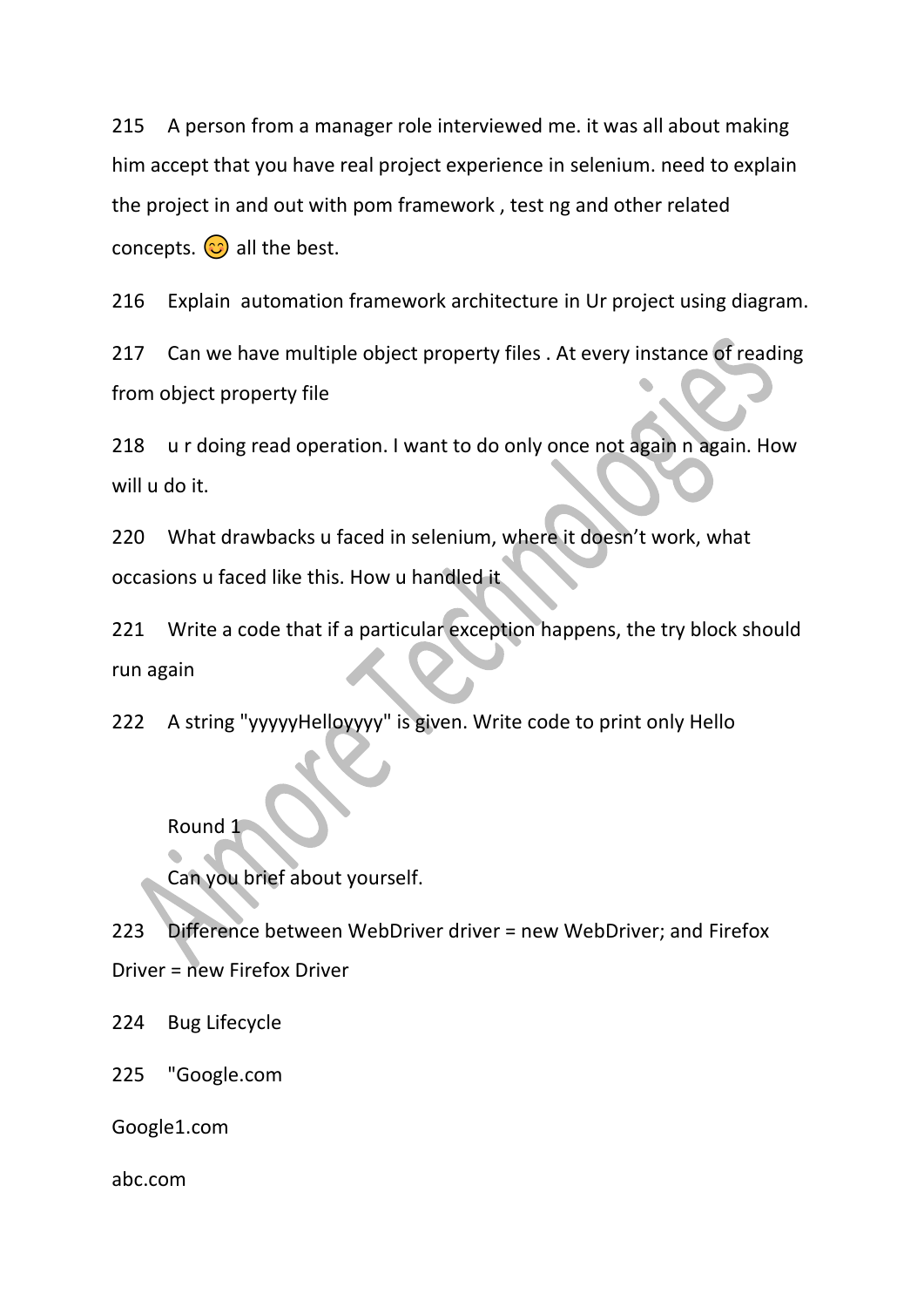215 A person from a manager role interviewed me. it was all about making him accept that you have real project experience in selenium. need to explain the project in and out with pom framework , test ng and other related concepts. 😊 all the best.

216 Explain automation framework architecture in Ur project using diagram.

217 Can we have multiple object property files . At every instance of reading from object property file

218 u r doing read operation. I want to do only once not again n again. How will u do it.

220 What drawbacks u faced in selenium, where it doesn't work, what occasions u faced like this. How u handled it

221 Write a code that if a particular exception happens, the try block should run again

222 A string "yyyyyHelloyyyy" is given. Write code to print only Hello

Round 1

Can you brief about yourself.

223 Difference between WebDriver driver = new WebDriver; and Firefox Driver = new Firefox Driver

224 Bug Lifecycle

225 "Google.com

Google1.com

abc.com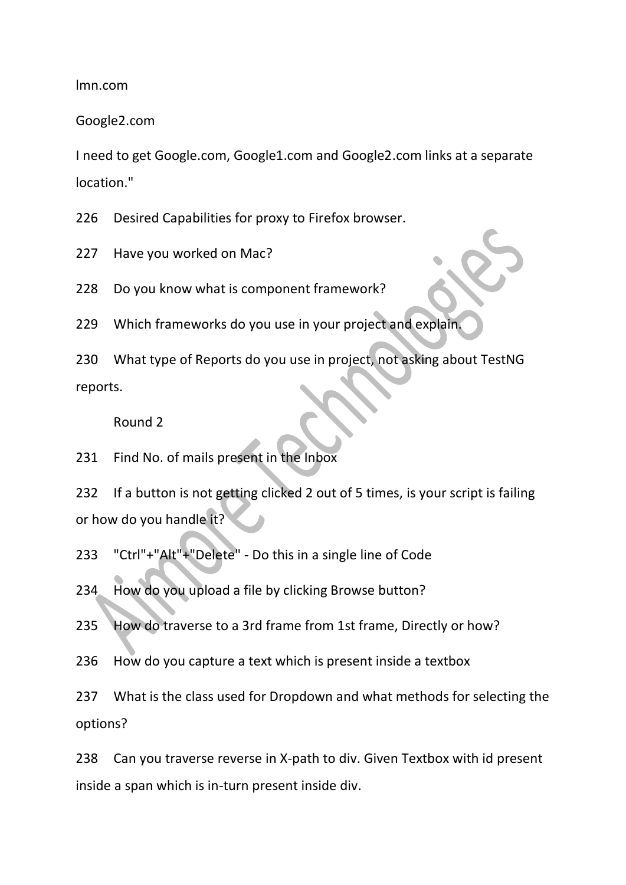lmn.com

Google2.com

I need to get Google.com, Google1.com and Google2.com links at a separate location."

226 Desired Capabilities for proxy to Firefox browser.

227 Have you worked on Mac?

228 Do you know what is component framework?

229 Which frameworks do you use in your project and explain.

230 What type of Reports do you use in project, not asking about TestNG reports.

Round 2

231 Find No. of mails present in the Inbox

232 If a button is not getting clicked 2 out of 5 times, is your script is failing or how do you handle it?

233 "Ctrl"+"Alt"+"Delete" - Do this in a single line of Code

234 How do you upload a file by clicking Browse button?

235 How do traverse to a 3rd frame from 1st frame, Directly or how?

236 How do you capture a text which is present inside a textbox

237 What is the class used for Dropdown and what methods for selecting the options?

238 Can you traverse reverse in X-path to div. Given Textbox with id present inside a span which is in-turn present inside div.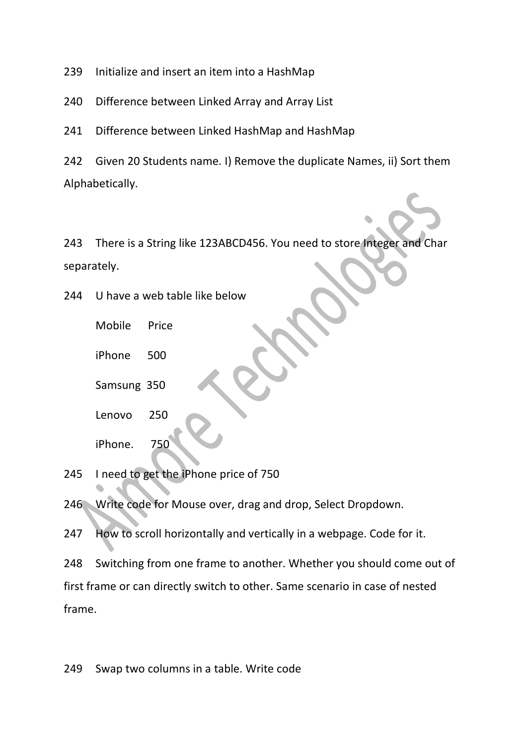239 Initialize and insert an item into a HashMap

240 Difference between Linked Array and Array List

241 Difference between Linked HashMap and HashMap

242 Given 20 Students name. I) Remove the duplicate Names, ii) Sort them Alphabetically.

243 There is a String like 123ABCD456. You need to store Integer and Char separately.

244 U have a web table like below

| Mobile | Price |
| --- | --- |
| iPhone | 500 |
| Samsung | 350 |
| Lenovo | 250 |
| iPhone. | 750 |

245 I need to get the iPhone price of 750

246 Write code for Mouse over, drag and drop, Select Dropdown.

247 How to scroll horizontally and vertically in a webpage. Code for it.

248 Switching from one frame to another. Whether you should come out of first frame or can directly switch to other. Same scenario in case of nested frame.

249 Swap two columns in a table. Write code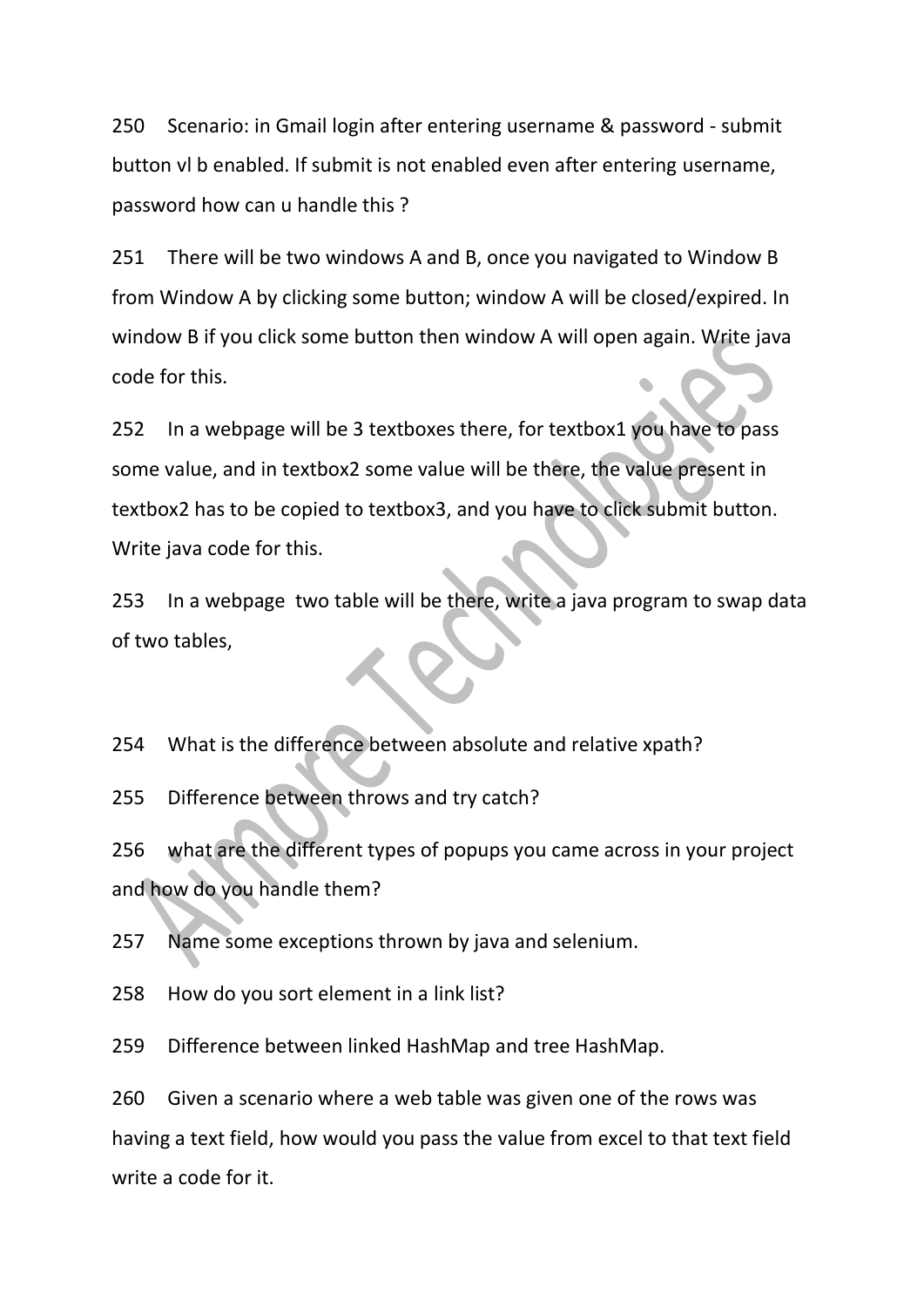250 Scenario: in Gmail login after entering username & password - submit button vl b enabled. If submit is not enabled even after entering username, password how can u handle this ?

251 There will be two windows A and B, once you navigated to Window B from Window A by clicking some button; window A will be closed/expired. In window B if you click some button then window A will open again. Write java code for this.

252 In a webpage will be 3 textboxes there, for textbox1 you have to pass some value, and in textbox2 some value will be there, the value present in textbox2 has to be copied to textbox3, and you have to click submit button. Write java code for this.

253 In a webpage two table will be there, write a java program to swap data of two tables,

254 What is the difference between absolute and relative xpath?

255 Difference between throws and try catch?

256 what are the different types of popups you came across in your project and how do you handle them?

257 Name some exceptions thrown by java and selenium.

258 How do you sort element in a link list?

259 Difference between linked HashMap and tree HashMap.

260 Given a scenario where a web table was given one of the rows was having a text field, how would you pass the value from excel to that text field write a code for it.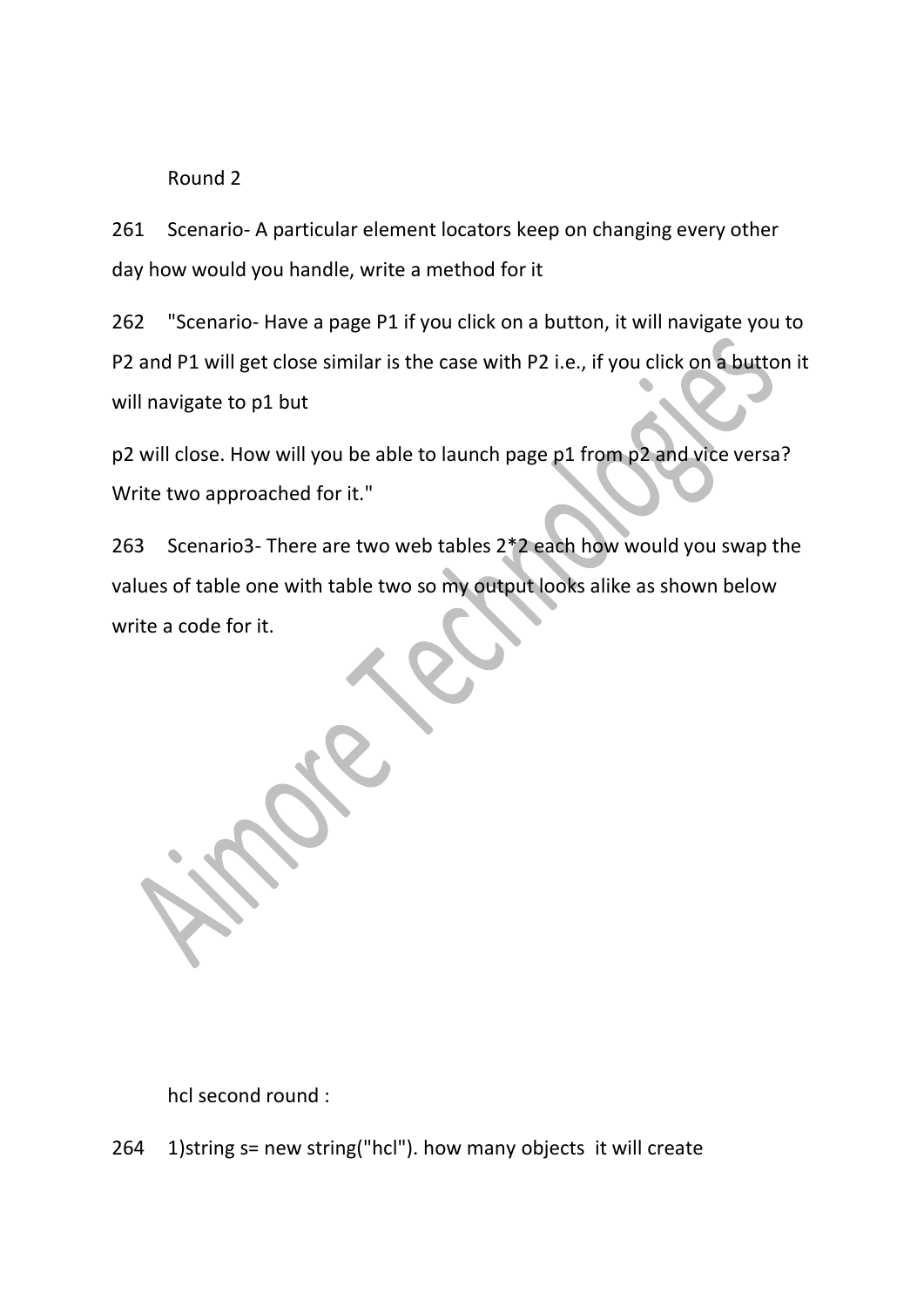Round 2

261 Scenario- A particular element locators keep on changing every other day how would you handle, write a method for it

262 "Scenario- Have a page P1 if you click on a button, it will navigate you to P2 and P1 will get close similar is the case with P2 i.e., if you click on a button it will navigate to p1 but

p2 will close. How will you be able to launch page p1 from p2 and vice versa? Write two approached for it."

263 Scenario3- There are two web tables 2*2 each how would you swap the values of table one with table two so my output looks alike as shown below write a code for it.

hcl second round :

264 1)string s= new string("hcl"). how many objects it will create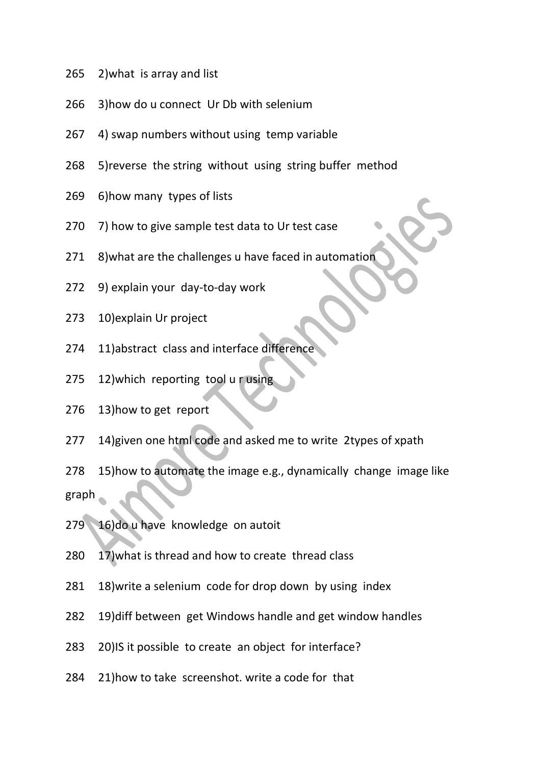265 2)what is array and list

266 3)how do u connect Ur Db with selenium

267 4) swap numbers without using temp variable

268 5)reverse the string without using string buffer method

269 6)how many types of lists

270 7) how to give sample test data to Ur test case

271 8)what are the challenges u have faced in automation

272 9) explain your day-to-day work

273 10)explain Ur project

274 11)abstract class and interface difference

275 12)which reporting tool u r using

276 13)how to get report

277 14)given one html code and asked me to write 2types of xpath

278 15)how to automate the image e.g., dynamically change image like graph

279 16)do u have knowledge on autoit

280 17)what is thread and how to create thread class

281 18)write a selenium code for drop down by using index

282 19)diff between get Windows handle and get window handles

283 20)IS it possible to create an object for interface?

284 21)how to take screenshot. write a code for that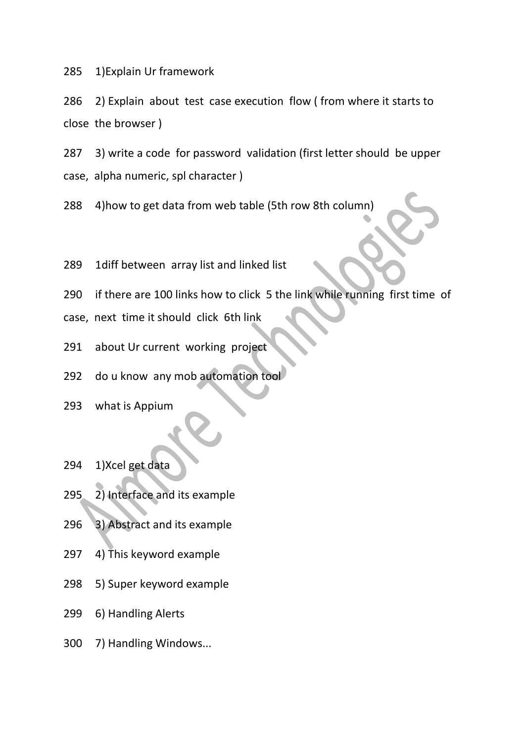285 1)Explain Ur framework

286 2) Explain about test case execution flow ( from where it starts to close the browser )

287 3) write a code for password validation (first letter should be upper case, alpha numeric, spl character )

288 4)how to get data from web table (5th row 8th column)

289 1diff between array list and linked list

290 if there are 100 links how to click 5 the link while running first time of case, next time it should click 6th link

291 about Ur current working project

292 do u know any mob automation tool

293 what is Appium

294 1)Xcel get data

295 2) Interface and its example

296 3) Abstract and its example

297 4) This keyword example

298 5) Super keyword example

299 6) Handling Alerts

300 7) Handling Windows...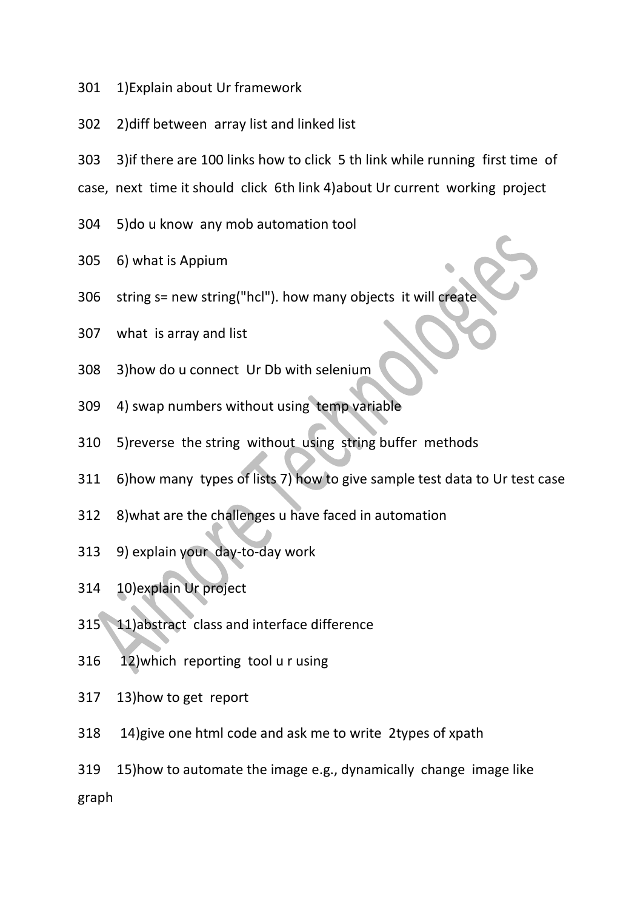301 1)Explain about Ur framework

302 2)diff between array list and linked list

303 3)if there are 100 links how to click 5 th link while running first time of case, next time it should click 6th link 4)about Ur current working project

304 5)do u know any mob automation tool

305 6) what is Appium

306 string s= new string("hcl"). how many objects it will create

307 what is array and list

308 3)how do u connect Ur Db with selenium

309 4) swap numbers without using temp variable

310 5)reverse the string without using string buffer methods

311 6)how many types of lists 7) how to give sample test data to Ur test case

312 8)what are the challenges u have faced in automation

313 9) explain your day-to-day work

314 10)explain Ur project

315 11)abstract class and interface difference

316 12)which reporting tool u r using

317 13)how to get report

318 14)give one html code and ask me to write 2types of xpath

319 15)how to automate the image e.g., dynamically change image like graph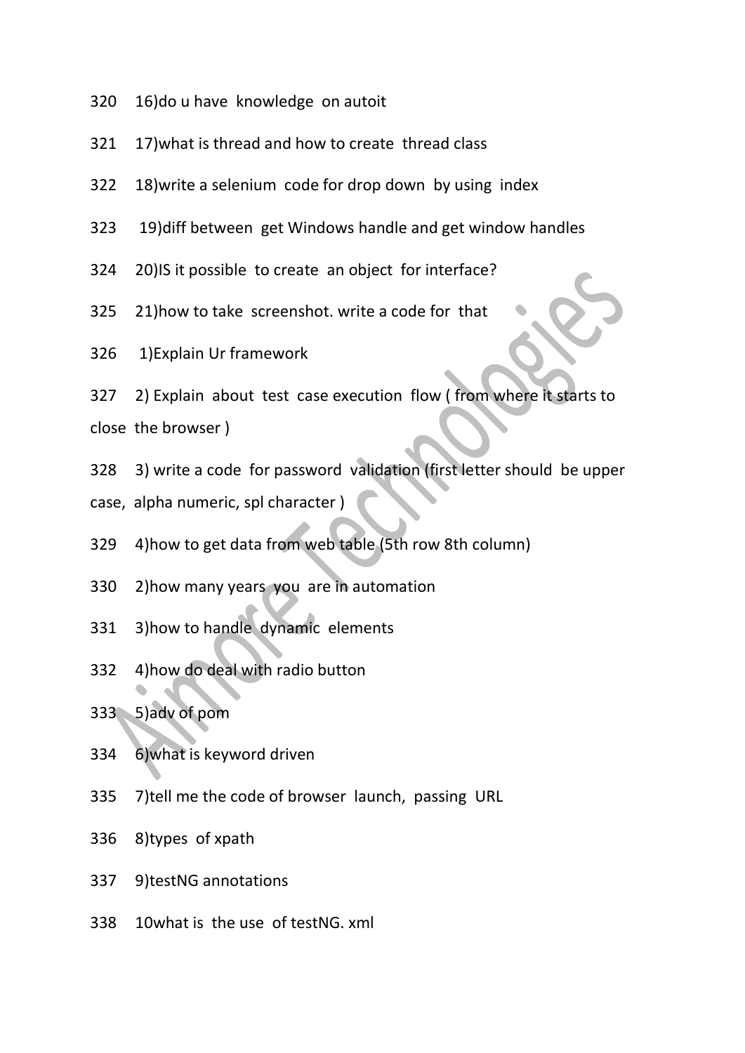320 16)do u have knowledge on autoit

321 17)what is thread and how to create thread class

322 18)write a selenium code for drop down by using index

323 19)diff between get Windows handle and get window handles

324 20)IS it possible to create an object for interface?

325 21)how to take screenshot. write a code for that

326 1)Explain Ur framework

327 2) Explain about test case execution flow ( from where it starts to close the browser )

328 3) write a code for password validation (first letter should be upper case, alpha numeric, spl character )

329 4)how to get data from web table (5th row 8th column)

330 2)how many years you are in automation

331 3)how to handle dynamic elements

332 4)how do deal with radio button

333 5)adv of pom

334 6)what is keyword driven

335 7)tell me the code of browser launch, passing URL

336 8)types of xpath

337 9)testNG annotations

338 10what is the use of testNG. xml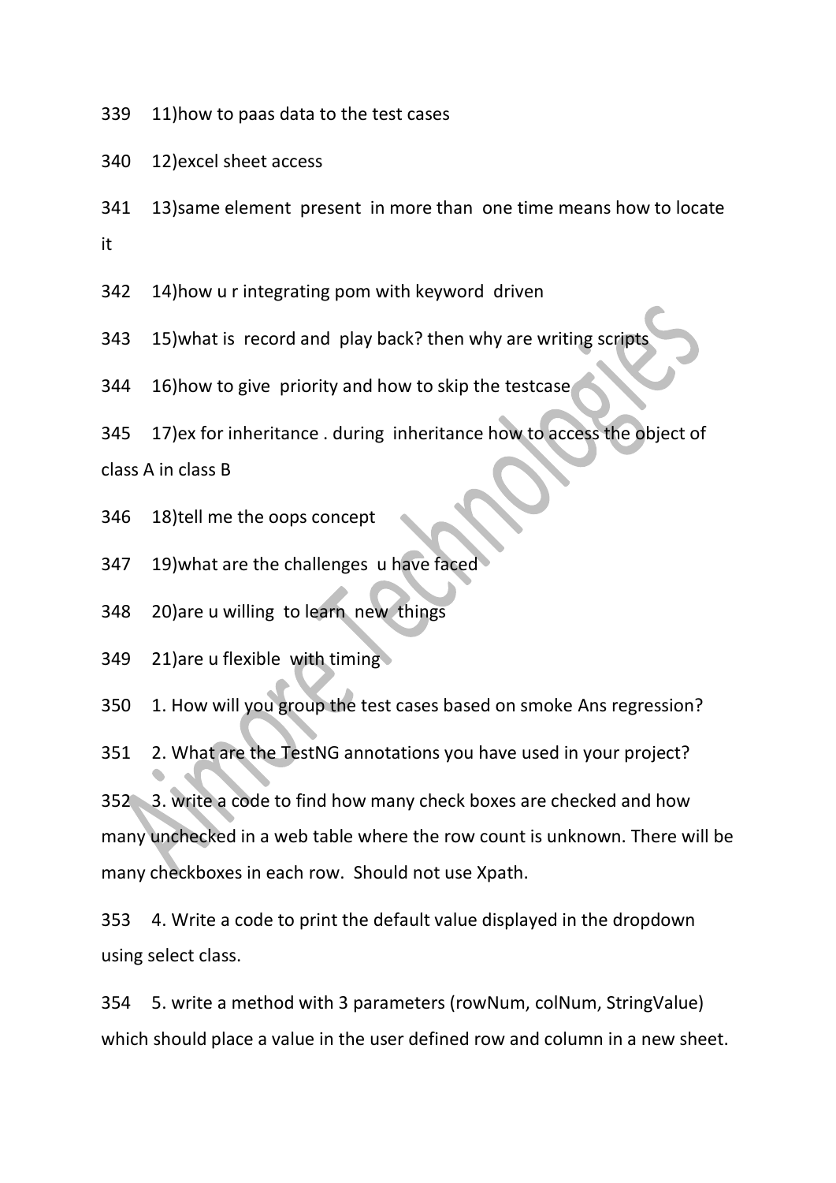339 11)how to paas data to the test cases

340 12)excel sheet access

341 13)same element present in more than one time means how to locate it

342 14)how u r integrating pom with keyword driven

343 15)what is record and play back? then why are writing scripts

344 16)how to give priority and how to skip the testcase

345 17)ex for inheritance . during inheritance how to access the object of class A in class B

346 18)tell me the oops concept

347 19)what are the challenges u have faced

348 20)are u willing to learn new things

349 21)are u flexible with timing

350 1. How will you group the test cases based on smoke Ans regression?

351 2. What are the TestNG annotations you have used in your project?

352 3. write a code to find how many check boxes are checked and how many unchecked in a web table where the row count is unknown. There will be many checkboxes in each row. Should not use Xpath.

353 4. Write a code to print the default value displayed in the dropdown using select class.

354 5. write a method with 3 parameters (rowNum, colNum, StringValue) which should place a value in the user defined row and column in a new sheet.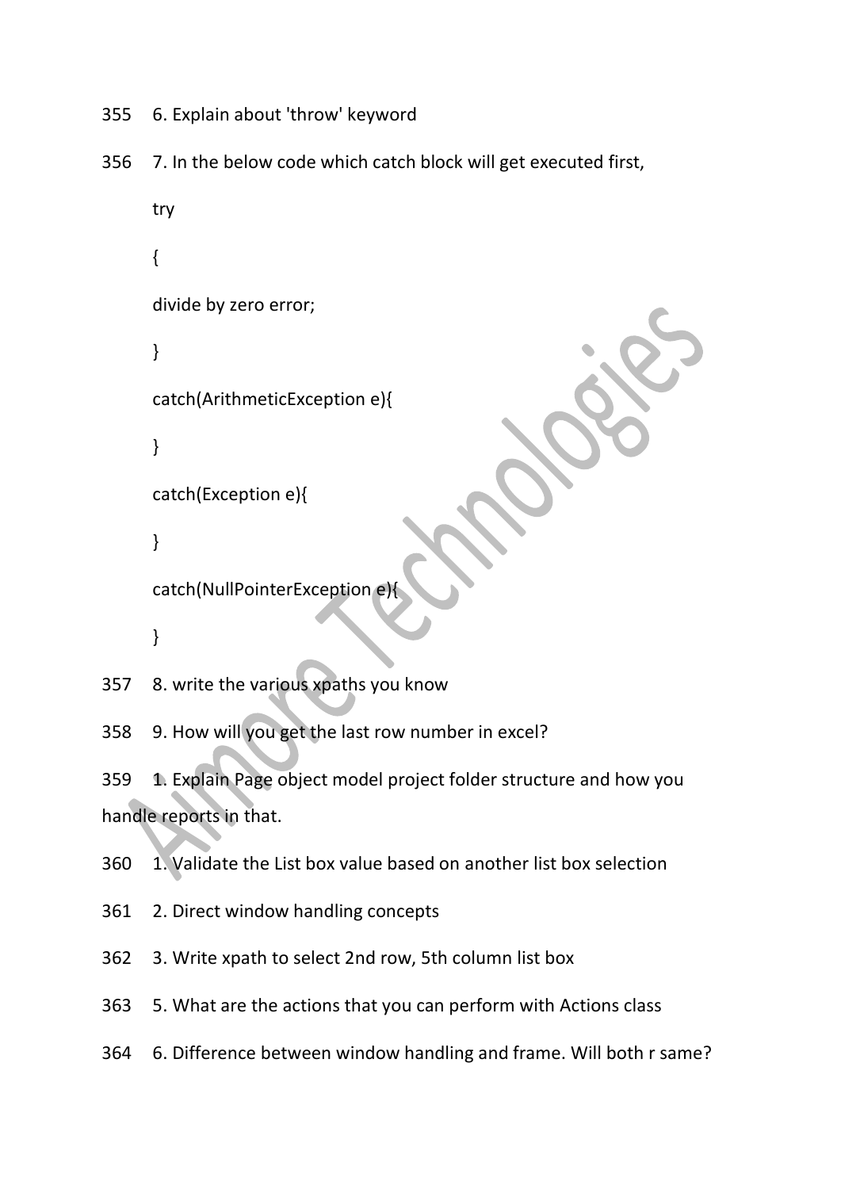355 6. Explain about 'throw' keyword

356 7. In the below code which catch block will get executed first,

```
try
{
divide by zero error;
}
catch(ArithmeticException e){
}
catch(Exception e){
}
catch(NullPointerException e){
}
```

357 8. write the various xpaths you know

358 9. How will you get the last row number in excel?

359 1. Explain Page object model project folder structure and how you handle reports in that.

360 1. Validate the List box value based on another list box selection

361 2. Direct window handling concepts

362 3. Write xpath to select 2nd row, 5th column list box

363 5. What are the actions that you can perform with Actions class

364 6. Difference between window handling and frame. Will both r same?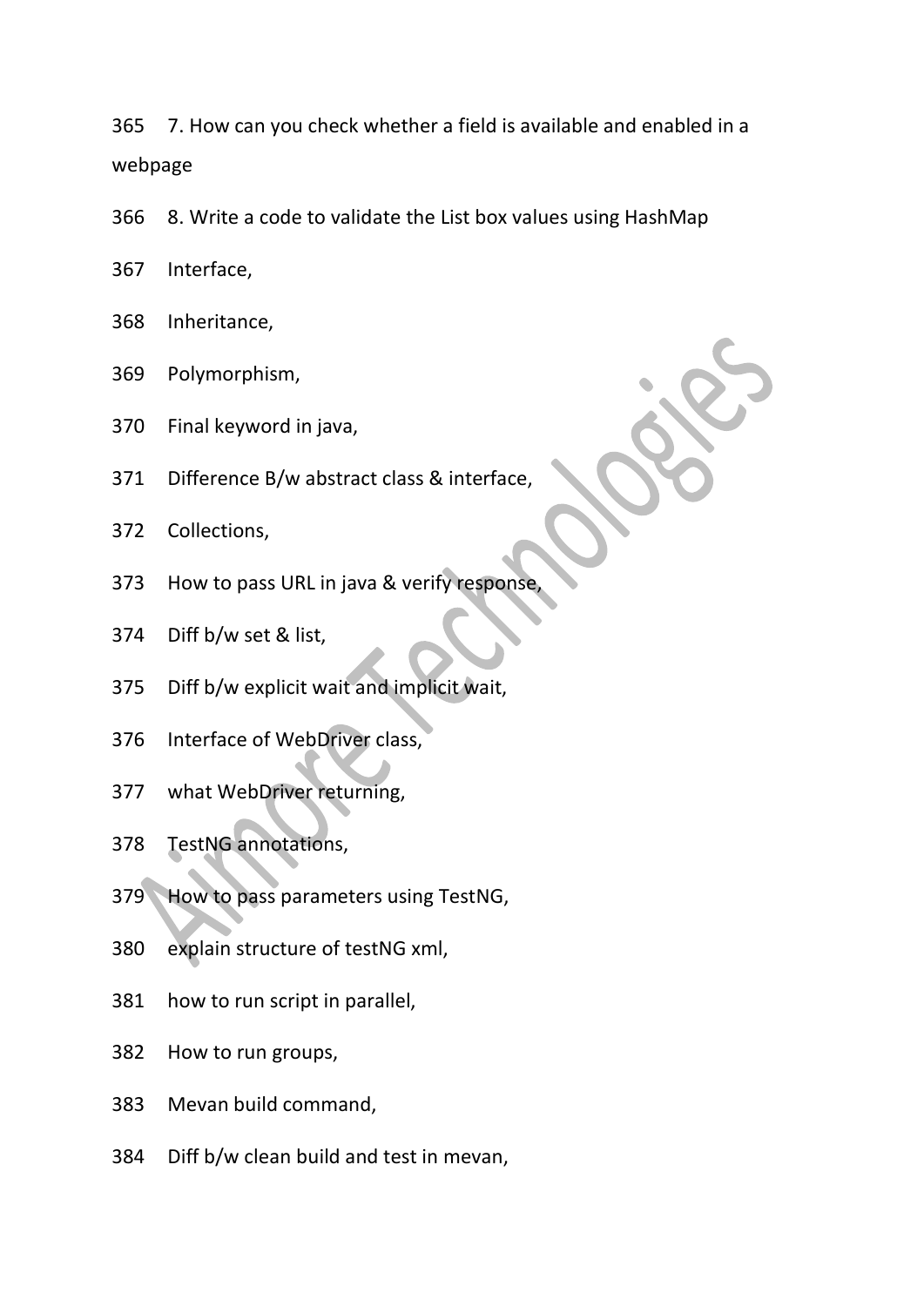365 7. How can you check whether a field is available and enabled in a webpage

366 8. Write a code to validate the List box values using HashMap

367 Interface,

368 Inheritance,

369 Polymorphism,

370 Final keyword in java,

371 Difference B/w abstract class & interface,

372 Collections,

373 How to pass URL in java & verify response,

374 Diff b/w set & list,

375 Diff b/w explicit wait and implicit wait,

376 Interface of WebDriver class,

377 what WebDriver returning,

378 TestNG annotations,

379 How to pass parameters using TestNG,

380 explain structure of testNG xml,

381 how to run script in parallel,

382 How to run groups,

383 Mevan build command,

384 Diff b/w clean build and test in mevan,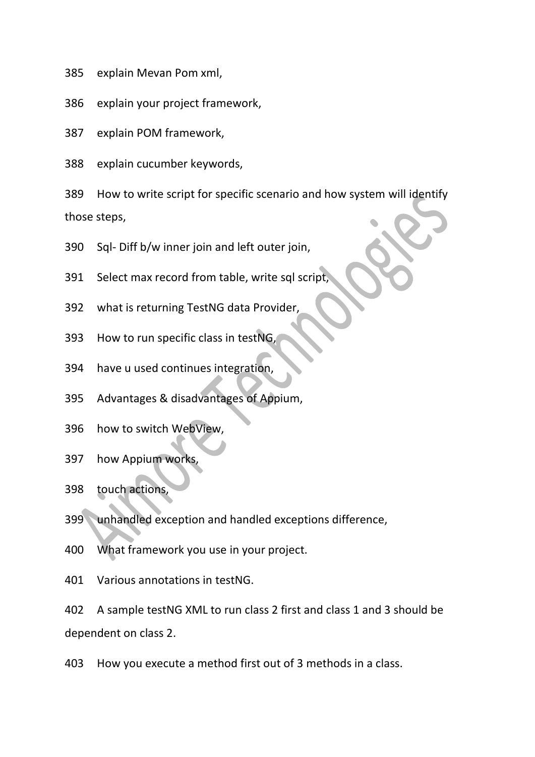385 explain Mevan Pom xml,

386 explain your project framework,

387 explain POM framework,

388 explain cucumber keywords,

389 How to write script for specific scenario and how system will identify those steps,

390 Sql- Diff b/w inner join and left outer join,

391 Select max record from table, write sql script,

392 what is returning TestNG data Provider,

393 How to run specific class in testNG,

394 have u used continues integration,

395 Advantages & disadvantages of Appium,

396 how to switch WebView,

397 how Appium works,

398 touch actions,

399 unhandled exception and handled exceptions difference,

400 What framework you use in your project.

401 Various annotations in testNG.

402 A sample testNG XML to run class 2 first and class 1 and 3 should be dependent on class 2.

403 How you execute a method first out of 3 methods in a class.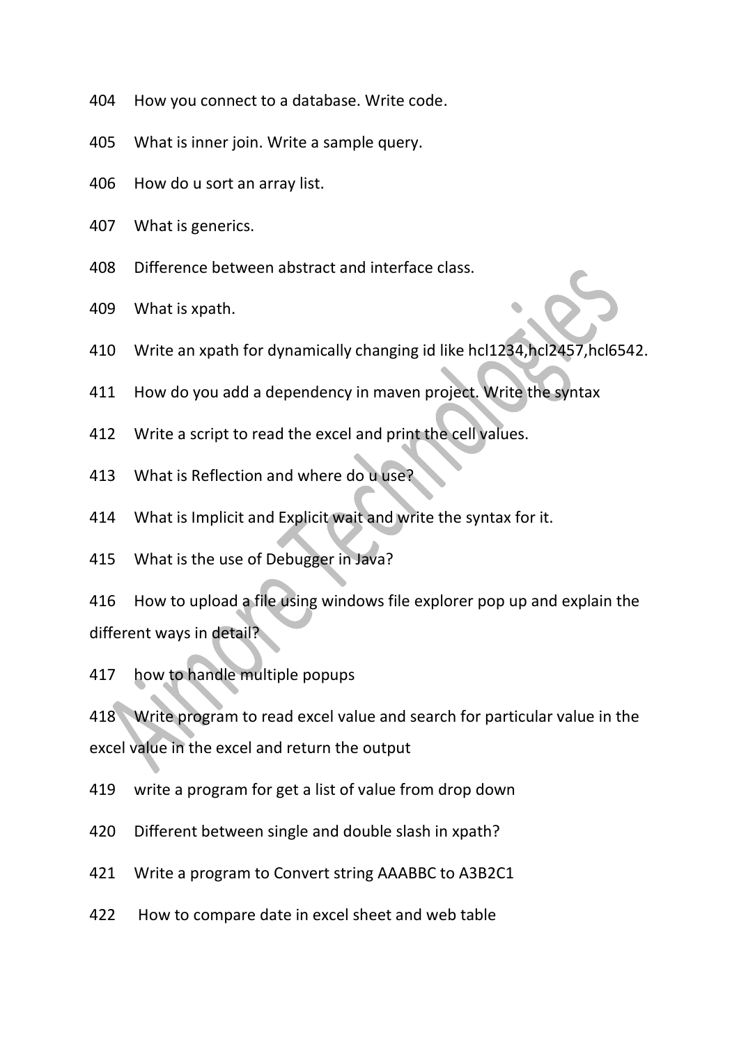404 How you connect to a database. Write code.

405 What is inner join. Write a sample query.

406 How do u sort an array list.

407 What is generics.

408 Difference between abstract and interface class.

409 What is xpath.

410 Write an xpath for dynamically changing id like hcl1234,hcl2457,hcl6542.

411 How do you add a dependency in maven project. Write the syntax

412 Write a script to read the excel and print the cell values.

413 What is Reflection and where do u use?

414 What is Implicit and Explicit wait and write the syntax for it.

415 What is the use of Debugger in Java?

416 How to upload a file using windows file explorer pop up and explain the different ways in detail?

417 how to handle multiple popups

418 Write program to read excel value and search for particular value in the excel value in the excel and return the output

419 write a program for get a list of value from drop down

420 Different between single and double slash in xpath?

421 Write a program to Convert string AAABBC to A3B2C1

422 How to compare date in excel sheet and web table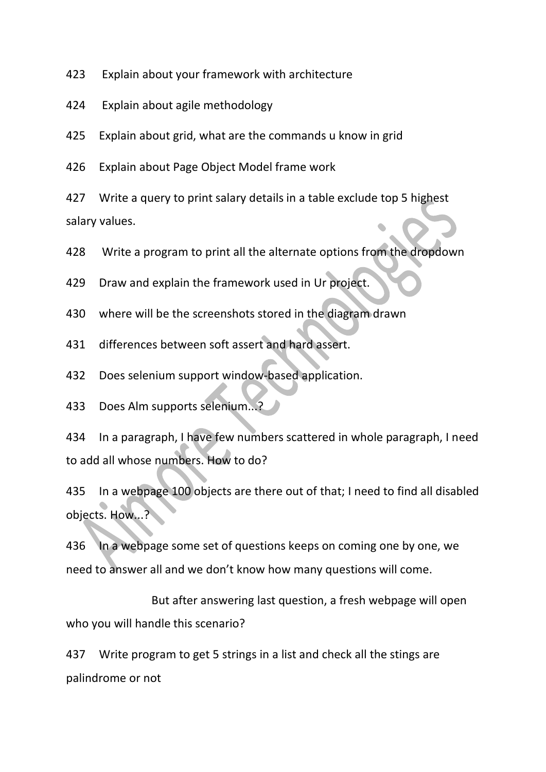423 Explain about your framework with architecture

424 Explain about agile methodology

425 Explain about grid, what are the commands u know in grid

426 Explain about Page Object Model frame work

427 Write a query to print salary details in a table exclude top 5 highest salary values.

428 Write a program to print all the alternate options from the dropdown

429 Draw and explain the framework used in Ur project.

430 where will be the screenshots stored in the diagram drawn

431 differences between soft assert and hard assert.

432 Does selenium support window-based application.

433 Does Alm supports selenium...?

434 In a paragraph, I have few numbers scattered in whole paragraph, I need to add all whose numbers. How to do?

435 In a webpage 100 objects are there out of that; I need to find all disabled objects. How...?

436 In a webpage some set of questions keeps on coming one by one, we need to answer all and we don't know how many questions will come.

But after answering last question, a fresh webpage will open who you will handle this scenario?

437 Write program to get 5 strings in a list and check all the stings are palindrome or not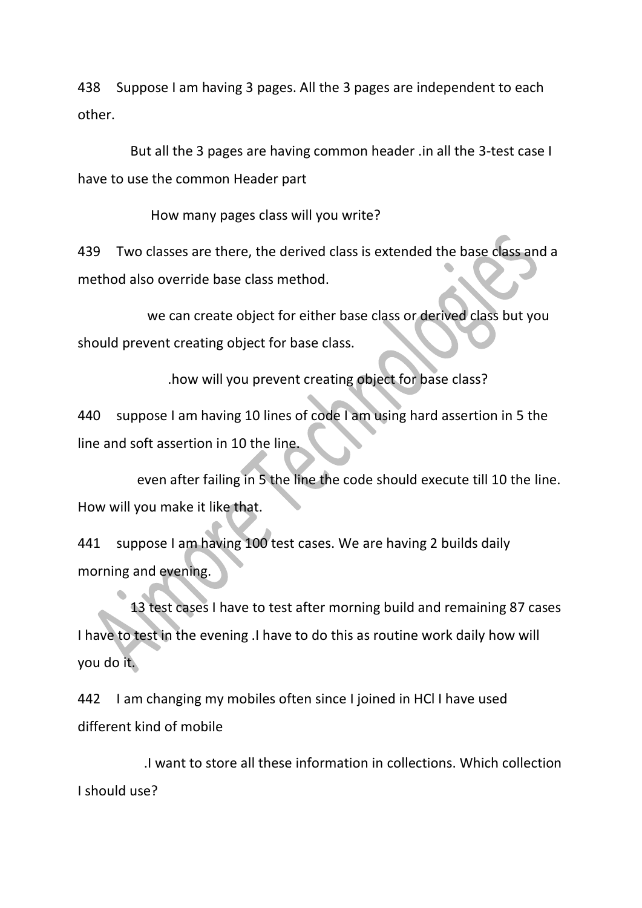438 Suppose I am having 3 pages. All the 3 pages are independent to each other.

But all the 3 pages are having common header .in all the 3-test case I have to use the common Header part

How many pages class will you write?

439 Two classes are there, the derived class is extended the base class and a method also override base class method.

we can create object for either base class or derived class but you should prevent creating object for base class.

.how will you prevent creating object for base class?

440 suppose I am having 10 lines of code I am using hard assertion in 5 the line and soft assertion in 10 the line.

even after failing in 5 the line the code should execute till 10 the line. How will you make it like that.

441 suppose I am having 100 test cases. We are having 2 builds daily morning and evening.

13 test cases I have to test after morning build and remaining 87 cases I have to test in the evening .I have to do this as routine work daily how will you do it.

442 I am changing my mobiles often since I joined in HCl I have used different kind of mobile

.I want to store all these information in collections. Which collection I should use?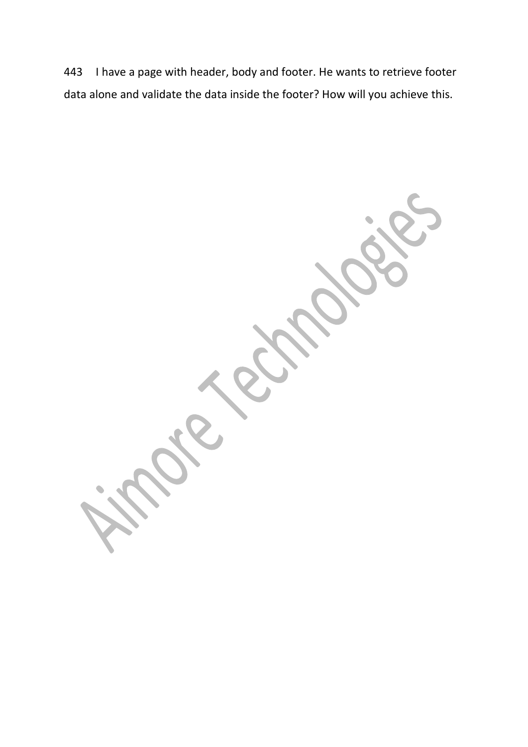443 I have a page with header, body and footer. He wants to retrieve footer data alone and validate the data inside the footer? How will you achieve this.